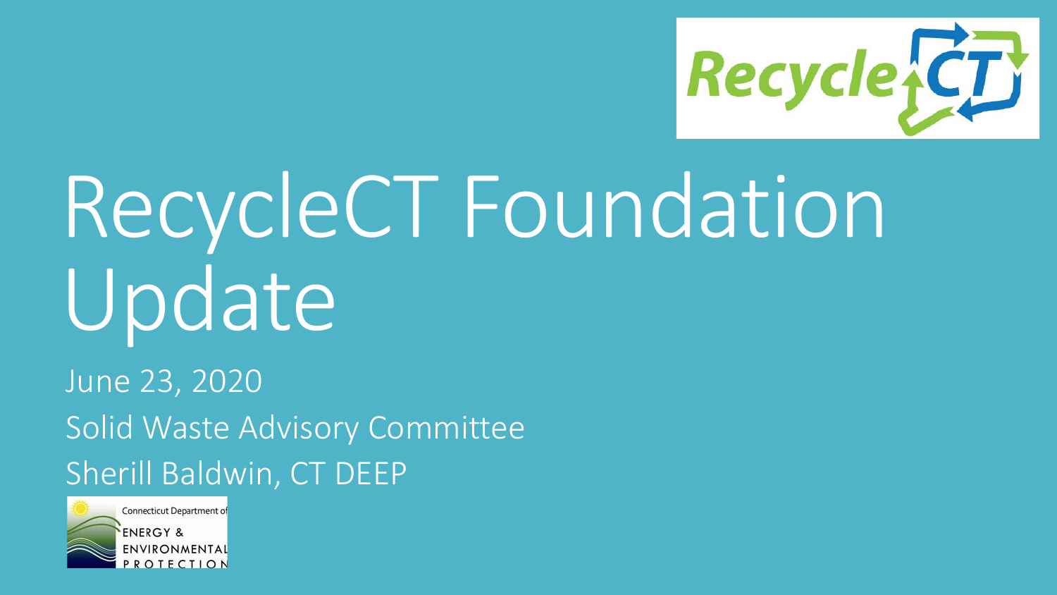# RecycleCT Foundation Update

June 23, 2020

Solid Waste Advisory Committee

Sherill Baldwin, CT DEEP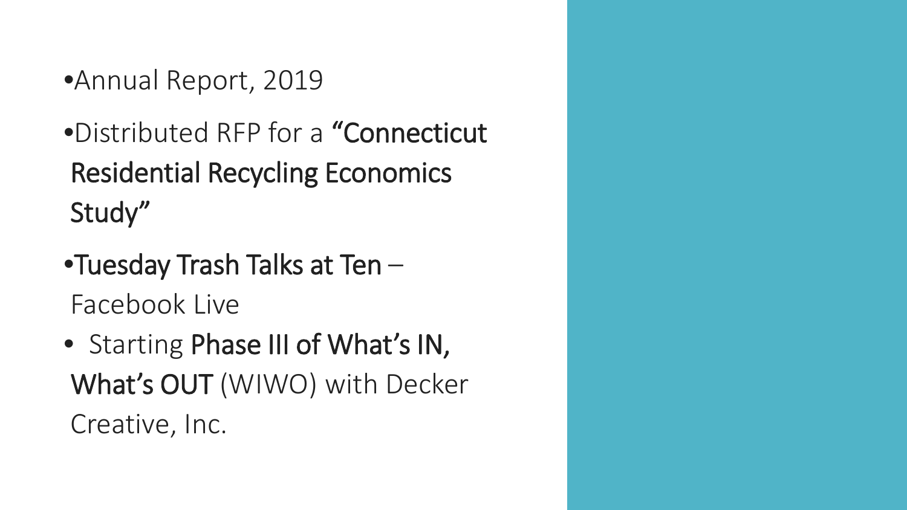- Annual Report, 2019
- Distributed RFP for a **"Connecticut Residential Recycling Economics Study"**
- **Tuesday Trash Talks at Ten** – Facebook Live
- Starting **Phase III of What's IN, What's OUT** (WIWO) with Decker Creative, Inc.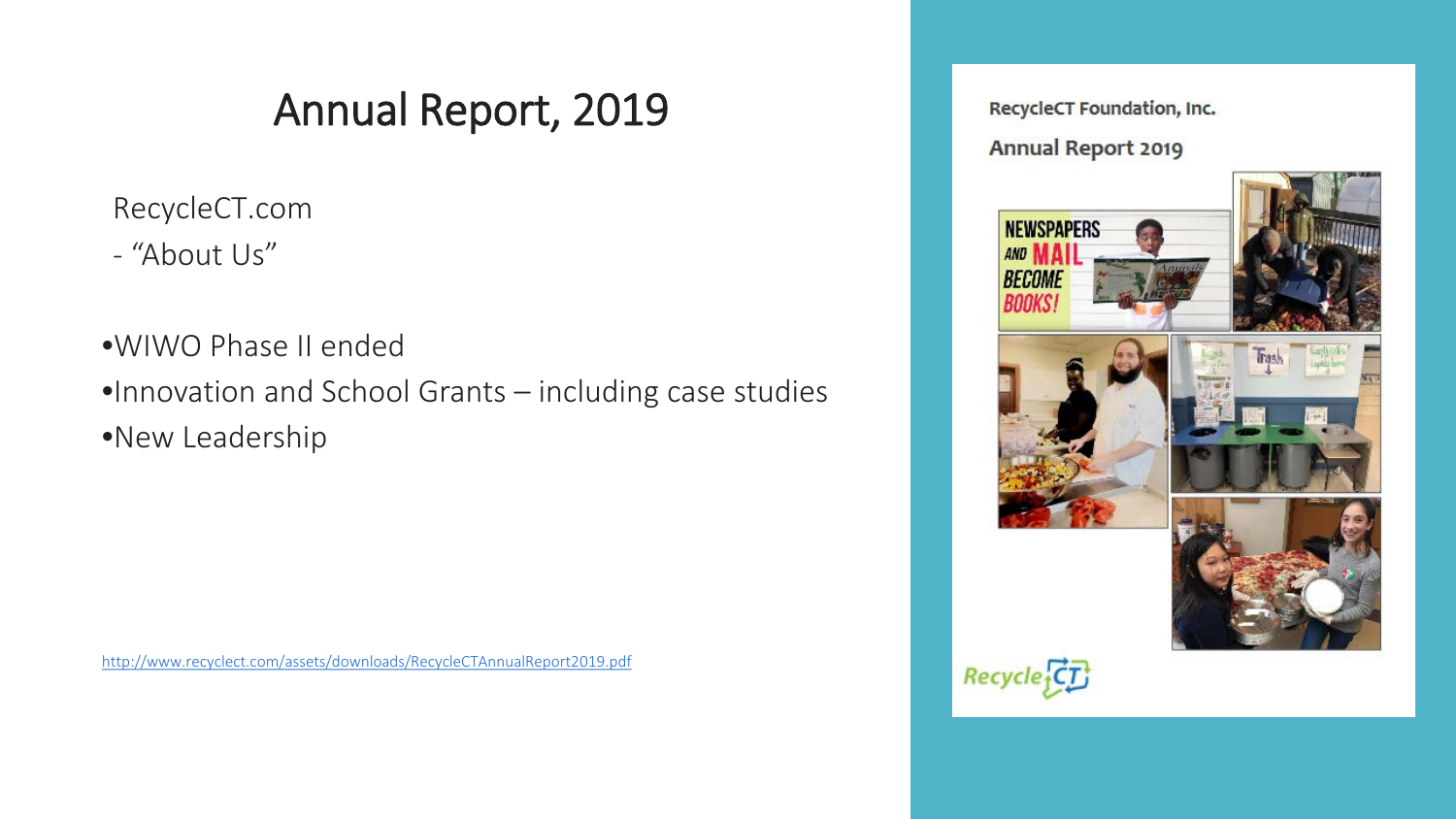# Annual Report, 2019

RecycleCT.com

- "About Us"

- WIWO Phase II ended
- Innovation and School Grants – including case studies
- New Leadership

http://www.recyclect.com/assets/downloads/RecycleCTAnnualReport2019.pdf

RecycleCT Foundation, Inc.

Annual Report 2019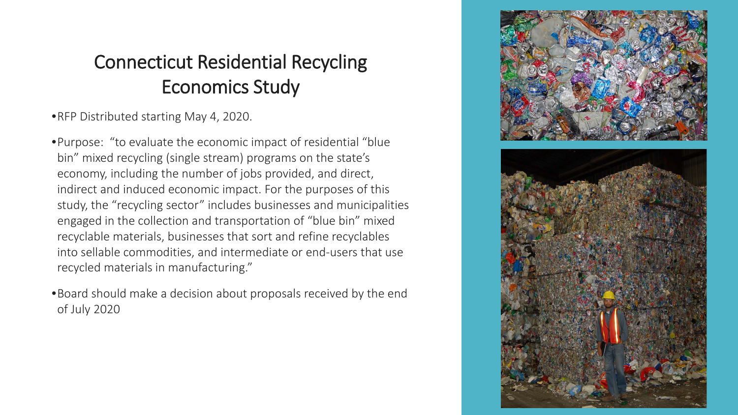# Connecticut Residential Recycling Economics Study

- RFP Distributed starting May 4, 2020.
- Purpose: "to evaluate the economic impact of residential "blue bin" mixed recycling (single stream) programs on the state's economy, including the number of jobs provided, and direct, indirect and induced economic impact. For the purposes of this study, the "recycling sector" includes businesses and municipalities engaged in the collection and transportation of "blue bin" mixed recyclable materials, businesses that sort and refine recyclables into sellable commodities, and intermediate or end-users that use recycled materials in manufacturing."
- Board should make a decision about proposals received by the end of July 2020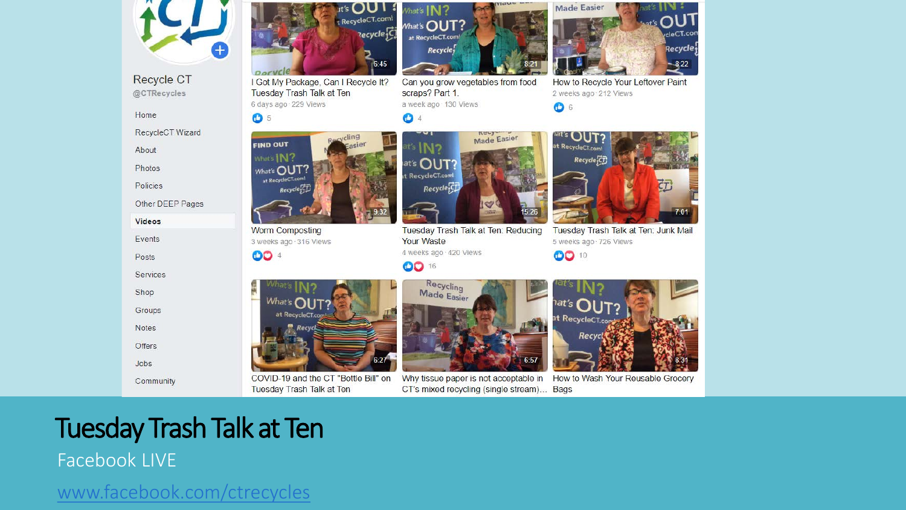Recycle CT

@CTRecycles

- Home
- RecycleCT Wizard
- About
- Photos
- Policies
- Other DEEP Pages
- **Videos**
- Events
- Posts
- Services
- Shop
- Groups
- Notes
- Offers
- Jobs
- Community

I Got My Package, Can I Recycle It? Tuesday Trash Talk at Ten
6 days ago · 229 Views
5

Can you grow vegetables from food scraps? Part 1.
a week ago · 130 Views
4

How to Recycle Your Leftover Paint
2 weeks ago · 212 Views
6

Worm Composting
3 weeks ago · 316 Views
4

Tuesday Trash Talk at Ten: Reducing Your Waste
4 weeks ago · 420 Views
16

Tuesday Trash Talk at Ten: Junk Mail
5 weeks ago · 726 Views
10

COVID-19 and the CT "Bottle Bill" on Tuesday Trash Talk at Ten

Why tissue paper is not acceptable in CT's mixed recycling (single stream)...

How to Wash Your Reusable Grocery Bags

# Tuesday Trash Talk at Ten

Facebook LIVE

www.facebook.com/ctrecycles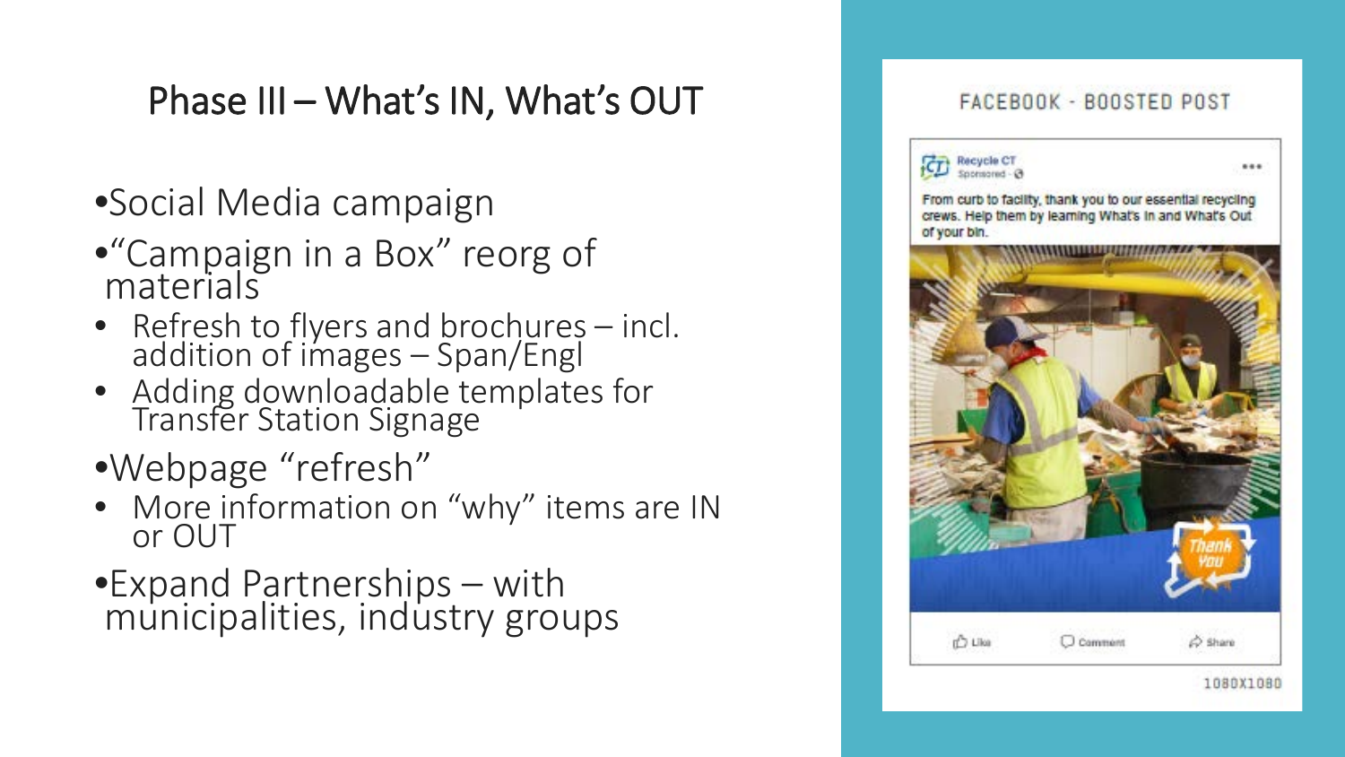## Phase III – What's IN, What's OUT

- Social Media campaign
- "Campaign in a Box" reorg of materials
  - Refresh to flyers and brochures – incl. addition of images – Span/Engl
  - Adding downloadable templates for Transfer Station Signage
- Webpage "refresh"
  - More information on "why" items are IN or OUT
- Expand Partnerships – with municipalities, industry groups

FACEBOOK - BOOSTED POST

Recycle CT
Sponsored

From curb to facility, thank you to our essential recycling crews. Help them by learning What's In and What's Out of your bin.

Thank You

Like Comment Share

1080X1080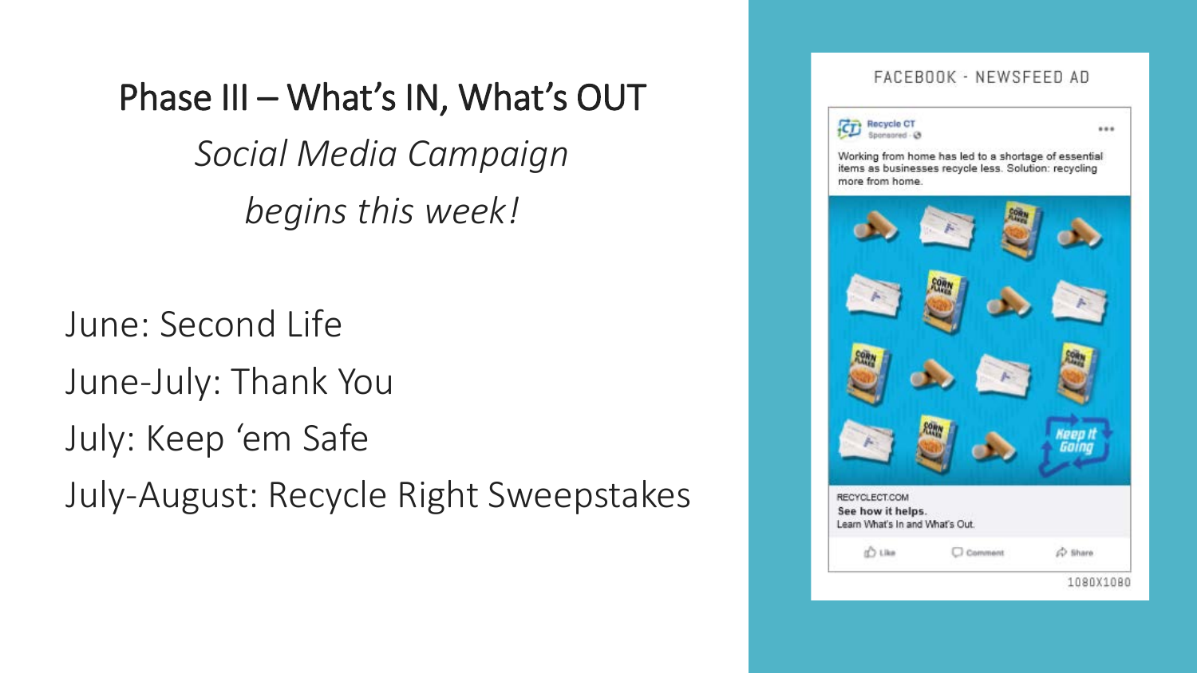# Phase III – What's IN, What's OUT

*Social Media Campaign*

*begins this week!*

June: Second Life

June-July: Thank You

July: Keep 'em Safe

July-August: Recycle Right Sweepstakes

FACEBOOK - NEWSFEED AD

Recycle CT
Sponsored

Working from home has led to a shortage of essential items as businesses recycle less. Solution: recycling more from home.

Keep it Going

RECYCLECT.COM

**See how it helps.**

Learn What's In and What's Out.

Like Comment Share

1080X1080